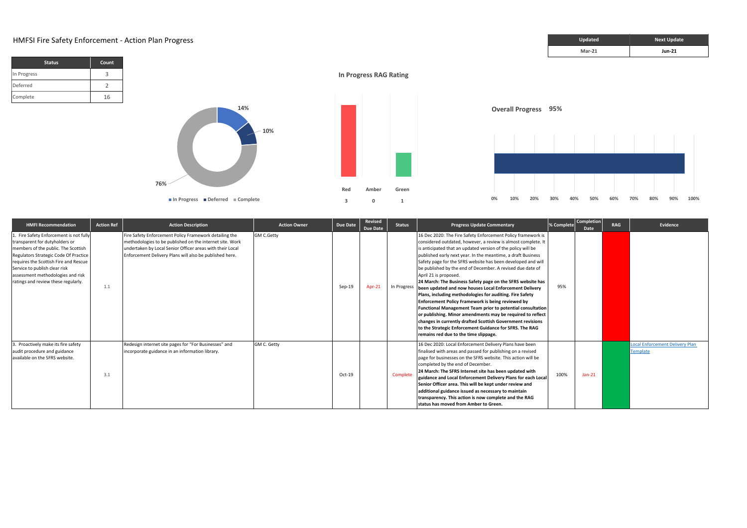# HMFSI Fire Safety Enforcement - Action Plan Progress

| Updated | Next Update |
|---|---|
| Mar-21 | Jun-21 |

| Status | Count |
|---|---|
| In Progress | 3 |
| Deferred | 2 |
| Complete | 16 |

14%
10%
76%

In Progress | Deferred | Complete

**In Progress RAG Rating**

| Red | Amber | Green |
|---|---|---|
| 3 | 0 | 1 |

**Overall Progress 95%**

0% 10% 20% 30% 40% 50% 60% 70% 80% 90% 100%

| HMFI Recommendation | Action Ref | Action Description | Action Owner | Due Date | Revised Due Date | Status | Progress Update Commentary | % Complete | Completion Date | RAG | Evidence |
|---|---|---|---|---|---|---|---|---|---|---|---|
| 1. Fire Safety Enforcement is not fully transparent for dutyholders or members of the public. The Scottish Regulators Strategic Code Of Practice requires the Scottish Fire and Rescue Service to publish clear risk assessment methodologies and risk ratings and review these regularly. | 1.1 | Fire Safety Enforcement Policy Framework detailing the methodologies to be published on the internet site. Work undertaken by Local Senior Officer areas with their Local Enforcement Delivery Plans will also be published here. | GM C.Getty | Sep-19 | Apr-21 | In Progress | 16 Dec 2020: The Fire Safety Enforcement Policy framework is considered outdated, however, a review is almost complete. It is anticipated that an updated version of the policy will be published early next year. In the meantime, a draft Business Safety page for the SFRS website has been developed and will be published by the end of December. A revised due date of April 21 is proposed. **24 March: The Business Safety page on the SFRS website has been updated and now houses Local Enforcement Delivery Plans, including methodologies for auditing. Fire Safety Enforcement Policy Framework is being reviewed by Functional Management Team prior to potential consultation or publishing. Minor amendments may be required to reflect changes in currently drafted Scottish Government revisions to the Strategic Enforcement Guidance for SFRS. The RAG remains red due to the time slippage.** | 95% | | Red | |
| 3. Proactively make its fire safety audit procedure and guidance available on the SFRS website. | 3.1 | Redesign internet site pages for "For Businesses" and incorporate guidance in an information library. | GM C. Getty | Oct-19 | | Complete | 16 Dec 2020: Local Enforcement Delivery Plans have been finalised with areas and passed for publishing on a revised page for businesses on the SFRS website. This action will be completed by the end of December. **24 March: The SFRS Internet site has been updated with guidance and Local Enforcement Delivery Plans for each Local Senior Officer area. This will be kept under review and additional guidance issued as necessary to maintain transparency. This action is now complete and the RAG status has moved from Amber to Green.** | 100% | Jan-21 | Green | Local Enforcement Delivery Plan Template |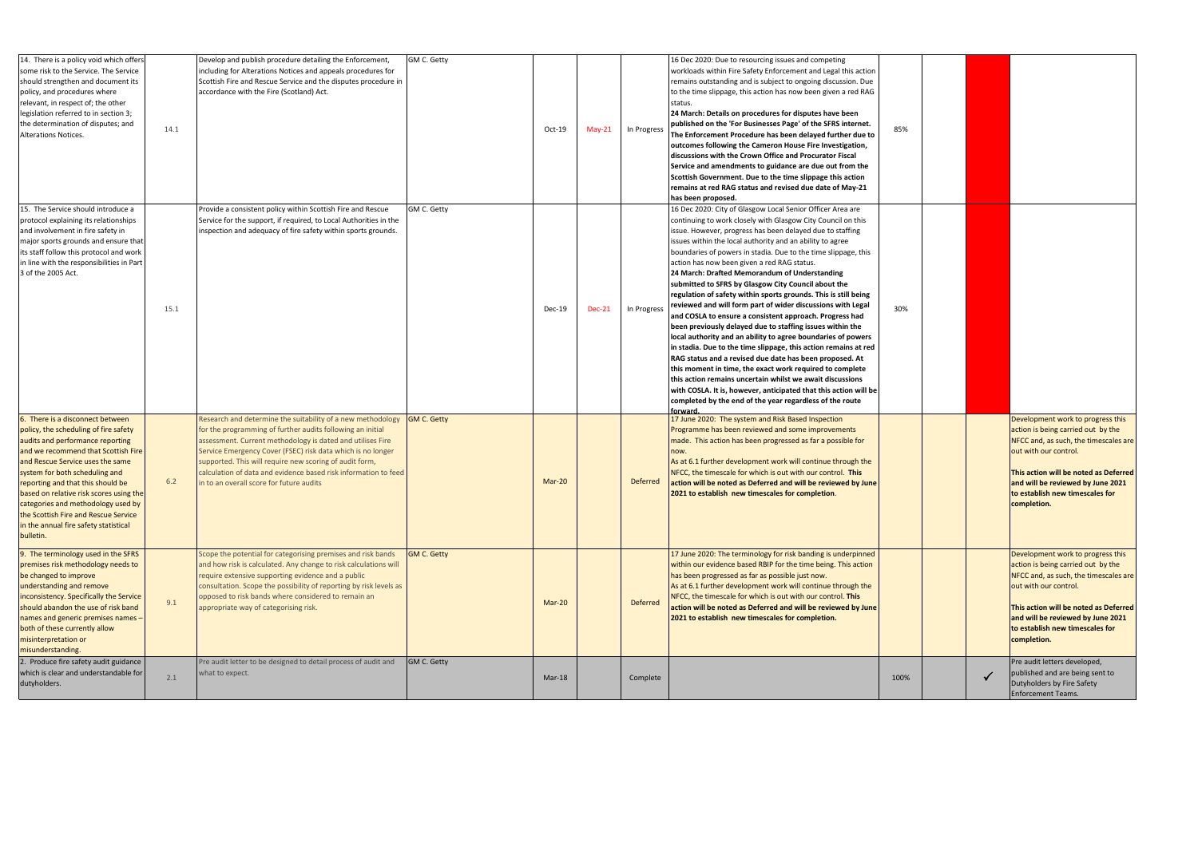| | | | | | | | | | | | | |
|---|---|---|---|---|---|---|---|---|---|---|---|---|
| 14. There is a policy void which offers some risk to the Service. The Service should strengthen and document its policy, and procedures where relevant, in respect of; the other legislation referred to in section 3; the determination of disputes; and Alterations Notices. | 14.1 | Develop and publish procedure detailing the Enforcement, including for Alterations Notices and appeals procedures for Scottish Fire and Rescue Service and the disputes procedure in accordance with the Fire (Scotland) Act. | GM C. Getty | Oct-19 | May-21 | In Progress | 16 Dec 2020: Due to resourcing issues and competing workloads within Fire Safety Enforcement and Legal this action remains outstanding and is subject to ongoing discussion. Due to the time slippage, this action has now been given a red RAG status. **24 March: Details on procedures for disputes have been published on the 'For Businesses Page' of the SFRS internet. The Enforcement Procedure has been delayed further due to outcomes following the Cameron House Fire Investigation, discussions with the Crown Office and Procurator Fiscal Service and amendments to guidance are due out from the Scottish Government. Due to the time slippage this action remains at red RAG status and revised due date of May-21 has been proposed.** | 85% | | | |
| 15. The Service should introduce a protocol explaining its relationships and involvement in fire safety in major sports grounds and ensure that its staff follow this protocol and work in line with the responsibilities in Part 3 of the 2005 Act. | 15.1 | Provide a consistent policy within Scottish Fire and Rescue Service for the support, if required, to Local Authorities in the inspection and adequacy of fire safety within sports grounds. | GM C. Getty | Dec-19 | Dec-21 | In Progress | 16 Dec 2020: City of Glasgow Local Senior Officer Area are continuing to work closely with Glasgow City Council on this issue. However, progress has been delayed due to staffing issues within the local authority and an ability to agree boundaries of powers in stadia. Due to the time slippage, this action has now been given a red RAG status. **24 March: Drafted Memorandum of Understanding submitted to SFRS by Glasgow City Council about the regulation of safety within sports grounds. This is still being reviewed and will form part of wider discussions with Legal and COSLA to ensure a consistent approach. Progress had been previously delayed due to staffing issues within the local authority and an ability to agree boundaries of powers in stadia. Due to the time slippage, this action remains at red RAG status and a revised due date has been proposed. At this moment in time, the exact work required to complete this action remains uncertain whilst we await discussions with COSLA. It is, however, anticipated that this action will be completed by the end of the year regardless of the route forward.** | 30% | | | |
| 6. There is a disconnect between policy, the scheduling of fire safety audits and performance reporting and we recommend that Scottish Fire and Rescue Service uses the same system for both scheduling and reporting and that this should be based on relative risk scores using the categories and methodology used by the Scottish Fire and Rescue Service in the annual fire safety statistical bulletin. | 6.2 | Research and determine the suitability of a new methodology for the programming of further audits following an initial assessment. Current methodology is dated and utilises Fire Service Emergency Cover (FSEC) risk data which is no longer supported. This will require new scoring of audit form, calculation of data and evidence based risk information to feed in to an overall score for future audits | GM C. Getty | Mar-20 | | Deferred | 17 June 2020: The system and Risk Based Inspection Programme has been reviewed and some improvements made. This action has been progressed as far a possible for now. As at 6.1 further development work will continue through the NFCC, the timescale for which is out with our control. **This action will be noted as Deferred and will be reviewed by June 2021 to establish new timescales for completion**. | | | | Development work to progress this action is being carried out by the NFCC and, as such, the timescales are out with our control. **This action will be noted as Deferred and will be reviewed by June 2021 to establish new timescales for completion.** |
| 9. The terminology used in the SFRS premises risk methodology needs to be changed to improve understanding and remove inconsistency. Specifically the Service should abandon the use of risk band names and generic premises names – both of these currently allow misinterpretation or misunderstanding. | 9.1 | Scope the potential for categorising premises and risk bands and how risk is calculated. Any change to risk calculations will require extensive supporting evidence and a public consultation. Scope the possibility of reporting by risk levels as opposed to risk bands where considered to remain an appropriate way of categorising risk. | GM C. Getty | Mar-20 | | Deferred | 17 June 2020: The terminology for risk banding is underpinned within our evidence based RBIP for the time being. This action has been progressed as far as possible just now. As at 6.1 further development work will continue through the NFCC, the timescale for which is out with our control. **This action will be noted as Deferred and will be reviewed by June 2021 to establish new timescales for completion.** | | | | Development work to progress this action is being carried out by the NFCC and, as such, the timescales are out with our control. **This action will be noted as Deferred and will be reviewed by June 2021 to establish new timescales for completion.** |
| 2. Produce fire safety audit guidance which is clear and understandable for dutyholders. | 2.1 | Pre audit letter to be designed to detail process of audit and what to expect. | GM C. Getty | Mar-18 | | Complete | | 100% | | ✓ | Pre audit letters developed, published and are being sent to Dutyholders by Fire Safety Enforcement Teams. |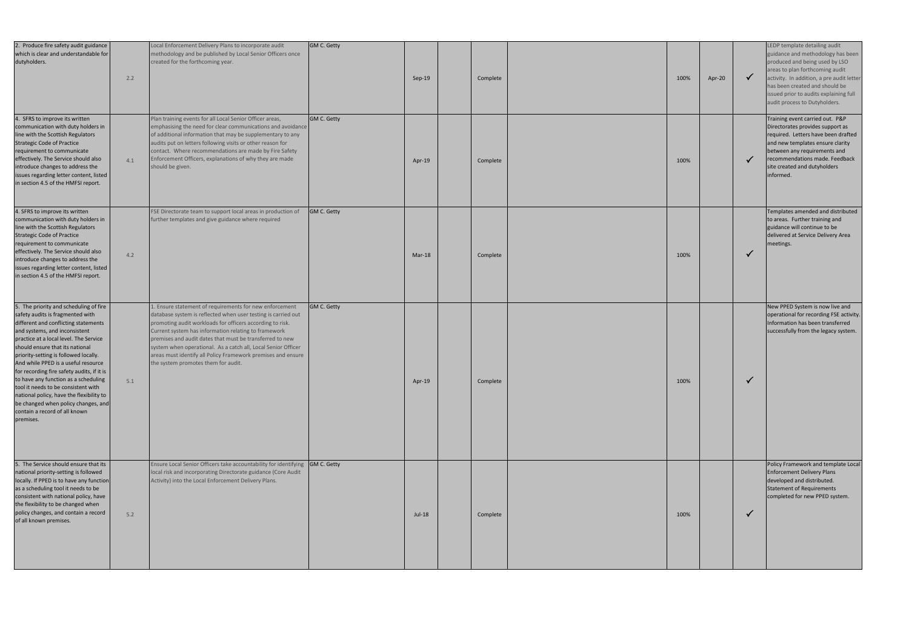| | | | | | | | | | | | |
|---|---|---|---|---|---|---|---|---|---|---|---|
| 2. Produce fire safety audit guidance which is clear and understandable for dutyholders. | 2.2 | Local Enforcement Delivery Plans to incorporate audit methodology and be published by Local Senior Officers once created for the forthcoming year. | GM C. Getty | Sep-19 | | Complete | | 100% | Apr-20 | ✓ | LEDP template detailing audit guidance and methodology has been produced and being used by LSO areas to plan forthcoming audit activity. In addition, a pre audit letter has been created and should be issued prior to audits explaining full audit process to Dutyholders. |
| 4. SFRS to improve its written communication with duty holders in line with the Scottish Regulators Strategic Code of Practice requirement to communicate effectively. The Service should also introduce changes to address the issues regarding letter content, listed in section 4.5 of the HMFSI report. | 4.1 | Plan training events for all Local Senior Officer areas, emphasising the need for clear communications and avoidance of additional information that may be supplementary to any audits put on letters following visits or other reason for contact. Where recommendations are made by Fire Safety Enforcement Officers, explanations of why they are made should be given. | GM C. Getty | Apr-19 | | Complete | | 100% | | ✓ | Training event carried out. P&P Directorates provides support as required. Letters have been drafted and new templates ensure clarity between any requirements and recommendations made. Feedback site created and dutyholders informed. |
| 4. SFRS to improve its written communication with duty holders in line with the Scottish Regulators Strategic Code of Practice requirement to communicate effectively. The Service should also introduce changes to address the issues regarding letter content, listed in section 4.5 of the HMFSI report. | 4.2 | FSE Directorate team to support local areas in production of further templates and give guidance where required | GM C. Getty | Mar-18 | | Complete | | 100% | | ✓ | Templates amended and distributed to areas. Further training and guidance will continue to be delivered at Service Delivery Area meetings. |
| 5. The priority and scheduling of fire safety audits is fragmented with different and conflicting statements and systems, and inconsistent practice at a local level. The Service should ensure that its national priority-setting is followed locally. And while PPED is a useful resource for recording fire safety audits, if it is to have any function as a scheduling tool it needs to be consistent with national policy, have the flexibility to be changed when policy changes, and contain a record of all known premises. | 5.1 | 1. Ensure statement of requirements for new enforcement database system is reflected when user testing is carried out promoting audit workloads for officers according to risk. Current system has information relating to framework premises and audit dates that must be transferred to new system when operational. As a catch all, Local Senior Officer areas must identify all Policy Framework premises and ensure the system promotes them for audit. | GM C. Getty | Apr-19 | | Complete | | 100% | | ✓ | New PPED System is now live and operational for recording FSE activity. Information has been transferred successfully from the legacy system. |
| 5. The Service should ensure that its national priority-setting is followed locally. If PPED is to have any function as a scheduling tool it needs to be consistent with national policy, have the flexibility to be changed when policy changes, and contain a record of all known premises. | 5.2 | Ensure Local Senior Officers take accountability for identifying local risk and incorporating Directorate guidance (Core Audit Activity) into the Local Enforcement Delivery Plans. | GM C. Getty | Jul-18 | | Complete | | 100% | | ✓ | Policy Framework and template Local Enforcement Delivery Plans developed and distributed. Statement of Requirements completed for new PPED system. |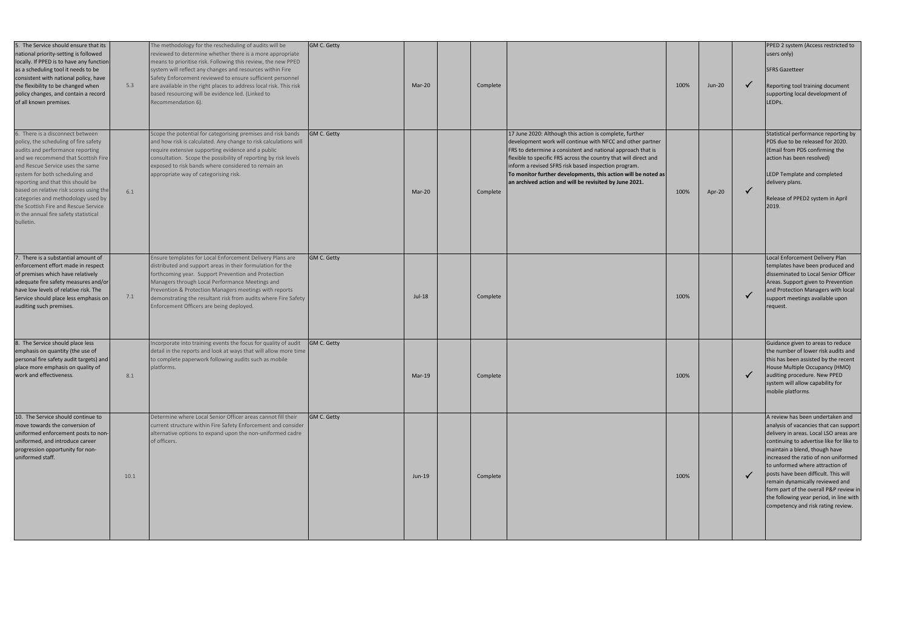| | | | | | | | | | | | | |
|---|---|---|---|---|---|---|---|---|---|---|---|---|
| 5. The Service should ensure that its national priority-setting is followed locally. If PPED is to have any function as a scheduling tool it needs to be consistent with national policy, have the flexibility to be changed when policy changes, and contain a record of all known premises. | 5.3 | The methodology for the rescheduling of audits will be reviewed to determine whether there is a more appropriate means to prioritise risk. Following this review, the new PPED system will reflect any changes and resources within Fire Safety Enforcement reviewed to ensure sufficient personnel are available in the right places to address local risk. This risk based resourcing will be evidence led. (Linked to Recommendation 6). | GM C. Getty | Mar-20 | | Complete | | 100% | Jun-20 | ✓ | PPED 2 system (Access restricted to users only)<br><br>SFRS Gazetteer<br><br>Reporting tool training document supporting local development of LEDPs. |
| 6. There is a disconnect between policy, the scheduling of fire safety audits and performance reporting and we recommend that Scottish Fire and Rescue Service uses the same system for both scheduling and reporting and that this should be based on relative risk scores using the categories and methodology used by the Scottish Fire and Rescue Service in the annual fire safety statistical bulletin. | 6.1 | Scope the potential for categorising premises and risk bands and how risk is calculated. Any change to risk calculations will require extensive supporting evidence and a public consultation. Scope the possibility of reporting by risk levels exposed to risk bands where considered to remain an appropriate way of categorising risk. | GM C. Getty | Mar-20 | | Complete | 17 June 2020: Although this action is complete, further development work will continue with NFCC and other partner FRS to determine a consistent and national approach that is flexible to specific FRS across the country that will direct and inform a revised SFRS risk based inspection program.<br>**To monitor further developments, this action will be noted as an archived action and will be revisited by June 2021.** | 100% | Apr-20 | ✓ | Statistical performance reporting by PDS due to be released for 2020. (Email from PDS confirming the action has been resolved)<br><br>LEDP Template and completed delivery plans.<br><br>Release of PPED2 system in April 2019. |
| 7. There is a substantial amount of enforcement effort made in respect of premises which have relatively adequate fire safety measures and/or have low levels of relative risk. The Service should place less emphasis on auditing such premises. | 7.1 | Ensure templates for Local Enforcement Delivery Plans are distributed and support areas in their formulation for the forthcoming year. Support Prevention and Protection Managers through Local Performance Meetings and Prevention & Protection Managers meetings with reports demonstrating the resultant risk from audits where Fire Safety Enforcement Officers are being deployed. | GM C. Getty | Jul-18 | | Complete | | 100% | | ✓ | Local Enforcement Delivery Plan templates have been produced and disseminated to Local Senior Officer Areas. Support given to Prevention and Protection Managers with local support meetings available upon request. |
| 8. The Service should place less emphasis on quantity (the use of personal fire safety audit targets) and place more emphasis on quality of work and effectiveness. | 8.1 | Incorporate into training events the focus for quality of audit detail in the reports and look at ways that will allow more time to complete paperwork following audits such as mobile platforms. | GM C. Getty | Mar-19 | | Complete | | 100% | | ✓ | Guidance given to areas to reduce the number of lower risk audits and this has been assisted by the recent House Multiple Occupancy (HMO) auditing procedure. New PPED system will allow capability for mobile platforms. |
| 10. The Service should continue to move towards the conversion of uniformed enforcement posts to non-uniformed, and introduce career progression opportunity for non-uniformed staff. | 10.1 | Determine where Local Senior Officer areas cannot fill their current structure within Fire Safety Enforcement and consider alternative options to expand upon the non-uniformed cadre of officers. | GM C. Getty | Jun-19 | | Complete | | 100% | | ✓ | A review has been undertaken and analysis of vacancies that can support delivery in areas. Local LSO areas are continuing to advertise like for like to maintain a blend, though have increased the ratio of non uniformed to unformed where attraction of posts have been difficult. This will remain dynamically reviewed and form part of the overall P&P review in the following year period, in line with competency and risk rating review. |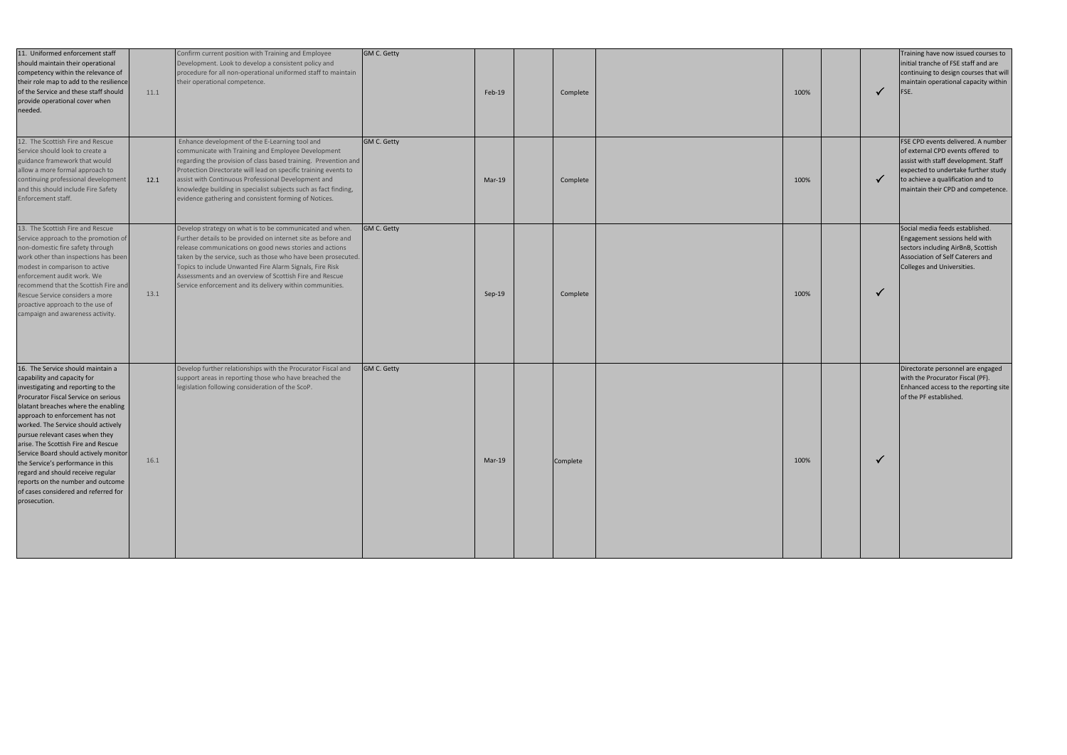| | | | | | | | | | | | |
|---|---|---|---|---|---|---|---|---|---|---|---|
| 11. Uniformed enforcement staff should maintain their operational competency within the relevance of their role map to add to the resilience of the Service and these staff should provide operational cover when needed. | 11.1 | Confirm current position with Training and Employee Development. Look to develop a consistent policy and procedure for all non-operational uniformed staff to maintain their operational competence. | GM C. Getty | Feb-19 | | Complete | | 100% | | ✓ | Training have now issued courses to initial tranche of FSE staff and are continuing to design courses that will maintain operational capacity within FSE. |
| 12. The Scottish Fire and Rescue Service should look to create a guidance framework that would allow a more formal approach to continuing professional development and this should include Fire Safety Enforcement staff. | 12.1 | Enhance development of the E-Learning tool and communicate with Training and Employee Development regarding the provision of class based training. Prevention and Protection Directorate will lead on specific training events to assist with Continuous Professional Development and knowledge building in specialist subjects such as fact finding, evidence gathering and consistent forming of Notices. | GM C. Getty | Mar-19 | | Complete | | 100% | | ✓ | FSE CPD events delivered. A number of external CPD events offered to assist with staff development. Staff expected to undertake further study to achieve a qualification and to maintain their CPD and competence. |
| 13. The Scottish Fire and Rescue Service approach to the promotion of non-domestic fire safety through work other than inspections has been modest in comparison to active enforcement audit work. We recommend that the Scottish Fire and Rescue Service considers a more proactive approach to the use of campaign and awareness activity. | 13.1 | Develop strategy on what is to be communicated and when. Further details to be provided on internet site as before and release communications on good news stories and actions taken by the service, such as those who have been prosecuted. Topics to include Unwanted Fire Alarm Signals, Fire Risk Assessments and an overview of Scottish Fire and Rescue Service enforcement and its delivery within communities. | GM C. Getty | Sep-19 | | Complete | | 100% | | ✓ | Social media feeds established. Engagement sessions held with sectors including AirBnB, Scottish Association of Self Caterers and Colleges and Universities. |
| 16. The Service should maintain a capability and capacity for investigating and reporting to the Procurator Fiscal Service on serious blatant breaches where the enabling approach to enforcement has not worked. The Service should actively pursue relevant cases when they arise. The Scottish Fire and Rescue Service Board should actively monitor the Service's performance in this regard and should receive regular reports on the number and outcome of cases considered and referred for prosecution. | 16.1 | Develop further relationships with the Procurator Fiscal and support areas in reporting those who have breached the legislation following consideration of the ScoP. | GM C. Getty | Mar-19 | | Complete | | 100% | | ✓ | Directorate personnel are engaged with the Procurator Fiscal (PF). Enhanced access to the reporting site of the PF established. |